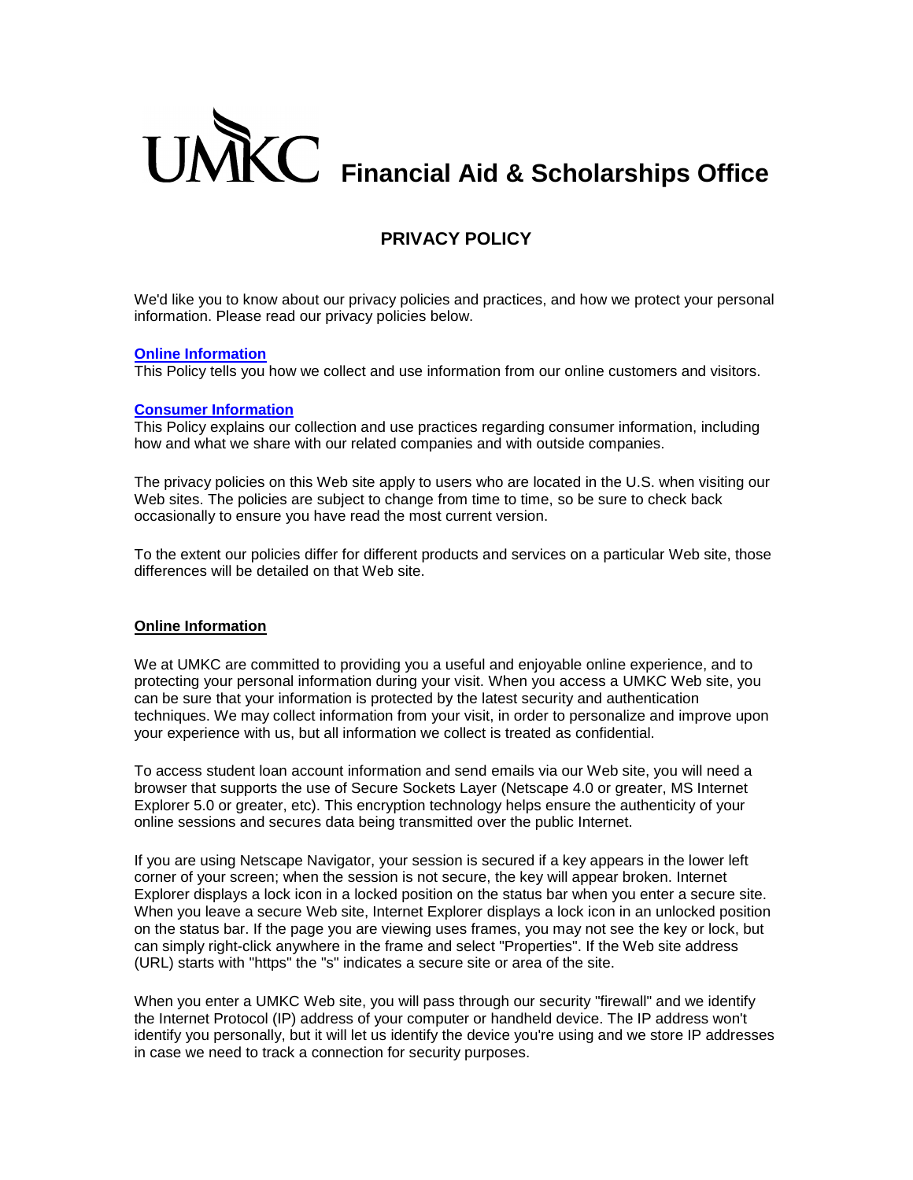# UMKC Financial Aid & Scholarships Office

## PRIVACY POLICY

We'd like you to know about our privacy policies and practices, and how we protect your personal information. Please read our privacy policies below.

**Online Information**
This Policy tells you how we collect and use information from our online customers and visitors.

**Consumer Information**
This Policy explains our collection and use practices regarding consumer information, including how and what we share with our related companies and with outside companies.

The privacy policies on this Web site apply to users who are located in the U.S. when visiting our Web sites. The policies are subject to change from time to time, so be sure to check back occasionally to ensure you have read the most current version.

To the extent our policies differ for different products and services on a particular Web site, those differences will be detailed on that Web site.

### Online Information

We at UMKC are committed to providing you a useful and enjoyable online experience, and to protecting your personal information during your visit. When you access a UMKC Web site, you can be sure that your information is protected by the latest security and authentication techniques. We may collect information from your visit, in order to personalize and improve upon your experience with us, but all information we collect is treated as confidential.

To access student loan account information and send emails via our Web site, you will need a browser that supports the use of Secure Sockets Layer (Netscape 4.0 or greater, MS Internet Explorer 5.0 or greater, etc). This encryption technology helps ensure the authenticity of your online sessions and secures data being transmitted over the public Internet.

If you are using Netscape Navigator, your session is secured if a key appears in the lower left corner of your screen; when the session is not secure, the key will appear broken. Internet Explorer displays a lock icon in a locked position on the status bar when you enter a secure site. When you leave a secure Web site, Internet Explorer displays a lock icon in an unlocked position on the status bar. If the page you are viewing uses frames, you may not see the key or lock, but can simply right-click anywhere in the frame and select "Properties". If the Web site address (URL) starts with "https" the "s" indicates a secure site or area of the site.

When you enter a UMKC Web site, you will pass through our security "firewall" and we identify the Internet Protocol (IP) address of your computer or handheld device. The IP address won't identify you personally, but it will let us identify the device you're using and we store IP addresses in case we need to track a connection for security purposes.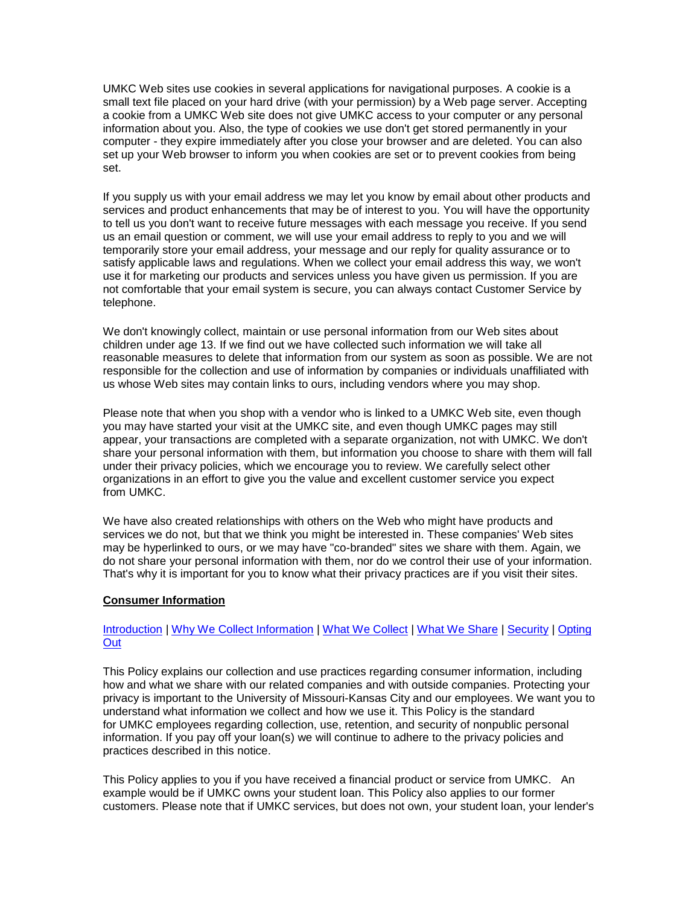UMKC Web sites use cookies in several applications for navigational purposes. A cookie is a small text file placed on your hard drive (with your permission) by a Web page server. Accepting a cookie from a UMKC Web site does not give UMKC access to your computer or any personal information about you. Also, the type of cookies we use don't get stored permanently in your computer - they expire immediately after you close your browser and are deleted. You can also set up your Web browser to inform you when cookies are set or to prevent cookies from being set.

If you supply us with your email address we may let you know by email about other products and services and product enhancements that may be of interest to you. You will have the opportunity to tell us you don't want to receive future messages with each message you receive. If you send us an email question or comment, we will use your email address to reply to you and we will temporarily store your email address, your message and our reply for quality assurance or to satisfy applicable laws and regulations. When we collect your email address this way, we won't use it for marketing our products and services unless you have given us permission. If you are not comfortable that your email system is secure, you can always contact Customer Service by telephone.

We don't knowingly collect, maintain or use personal information from our Web sites about children under age 13. If we find out we have collected such information we will take all reasonable measures to delete that information from our system as soon as possible. We are not responsible for the collection and use of information by companies or individuals unaffiliated with us whose Web sites may contain links to ours, including vendors where you may shop.

Please note that when you shop with a vendor who is linked to a UMKC Web site, even though you may have started your visit at the UMKC site, and even though UMKC pages may still appear, your transactions are completed with a separate organization, not with UMKC. We don't share your personal information with them, but information you choose to share with them will fall under their privacy policies, which we encourage you to review. We carefully select other organizations in an effort to give you the value and excellent customer service you expect from UMKC.

We have also created relationships with others on the Web who might have products and services we do not, but that we think you might be interested in. These companies' Web sites may be hyperlinked to ours, or we may have "co-branded" sites we share with them. Again, we do not share your personal information with them, nor do we control their use of your information. That's why it is important for you to know what their privacy practices are if you visit their sites.

**Consumer Information**

Introduction | Why We Collect Information | What We Collect | What We Share | Security | Opting Out

This Policy explains our collection and use practices regarding consumer information, including how and what we share with our related companies and with outside companies. Protecting your privacy is important to the University of Missouri-Kansas City and our employees. We want you to understand what information we collect and how we use it. This Policy is the standard for UMKC employees regarding collection, use, retention, and security of nonpublic personal information. If you pay off your loan(s) we will continue to adhere to the privacy policies and practices described in this notice.

This Policy applies to you if you have received a financial product or service from UMKC. An example would be if UMKC owns your student loan. This Policy also applies to our former customers. Please note that if UMKC services, but does not own, your student loan, your lender's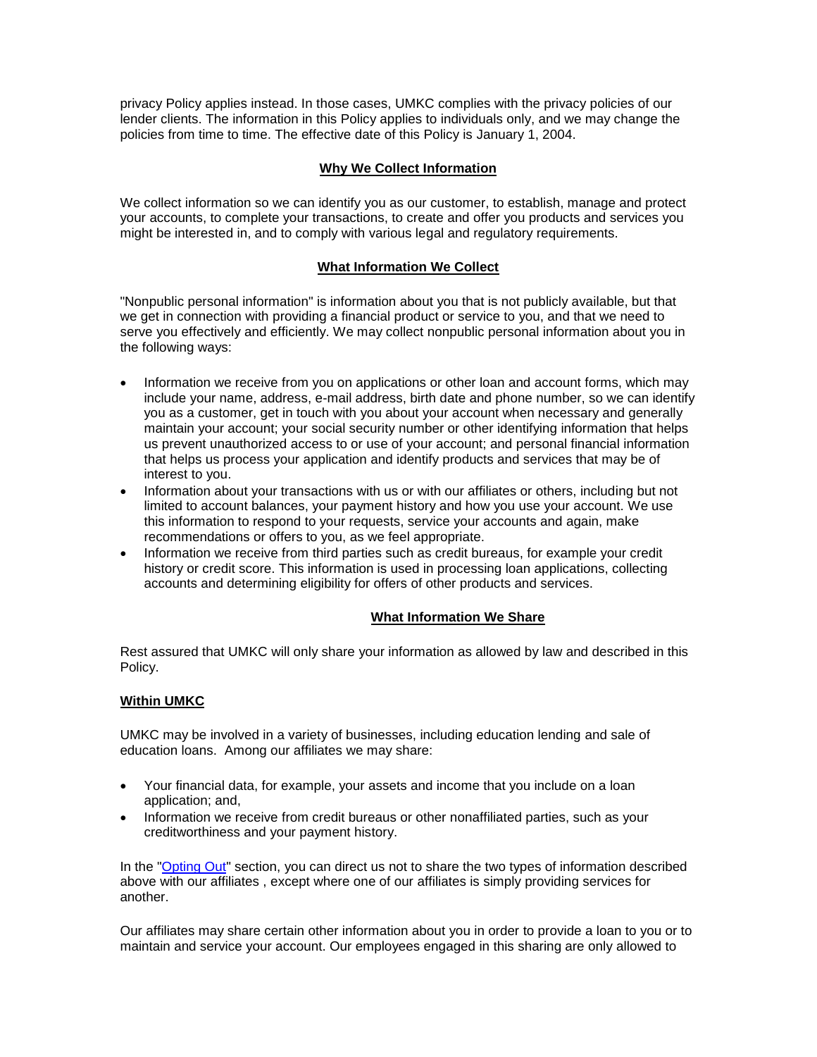privacy Policy applies instead. In those cases, UMKC complies with the privacy policies of our lender clients. The information in this Policy applies to individuals only, and we may change the policies from time to time. The effective date of this Policy is January 1, 2004.

## Why We Collect Information

We collect information so we can identify you as our customer, to establish, manage and protect your accounts, to complete your transactions, to create and offer you products and services you might be interested in, and to comply with various legal and regulatory requirements.

## What Information We Collect

"Nonpublic personal information" is information about you that is not publicly available, but that we get in connection with providing a financial product or service to you, and that we need to serve you effectively and efficiently. We may collect nonpublic personal information about you in the following ways:

- Information we receive from you on applications or other loan and account forms, which may include your name, address, e-mail address, birth date and phone number, so we can identify you as a customer, get in touch with you about your account when necessary and generally maintain your account; your social security number or other identifying information that helps us prevent unauthorized access to or use of your account; and personal financial information that helps us process your application and identify products and services that may be of interest to you.
- Information about your transactions with us or with our affiliates or others, including but not limited to account balances, your payment history and how you use your account. We use this information to respond to your requests, service your accounts and again, make recommendations or offers to you, as we feel appropriate.
- Information we receive from third parties such as credit bureaus, for example your credit history or credit score. This information is used in processing loan applications, collecting accounts and determining eligibility for offers of other products and services.

## What Information We Share

Rest assured that UMKC will only share your information as allowed by law and described in this Policy.

### Within UMKC

UMKC may be involved in a variety of businesses, including education lending and sale of education loans. Among our affiliates we may share:

- Your financial data, for example, your assets and income that you include on a loan application; and,
- Information we receive from credit bureaus or other nonaffiliated parties, such as your creditworthiness and your payment history.

In the "Opting Out" section, you can direct us not to share the two types of information described above with our affiliates , except where one of our affiliates is simply providing services for another.

Our affiliates may share certain other information about you in order to provide a loan to you or to maintain and service your account. Our employees engaged in this sharing are only allowed to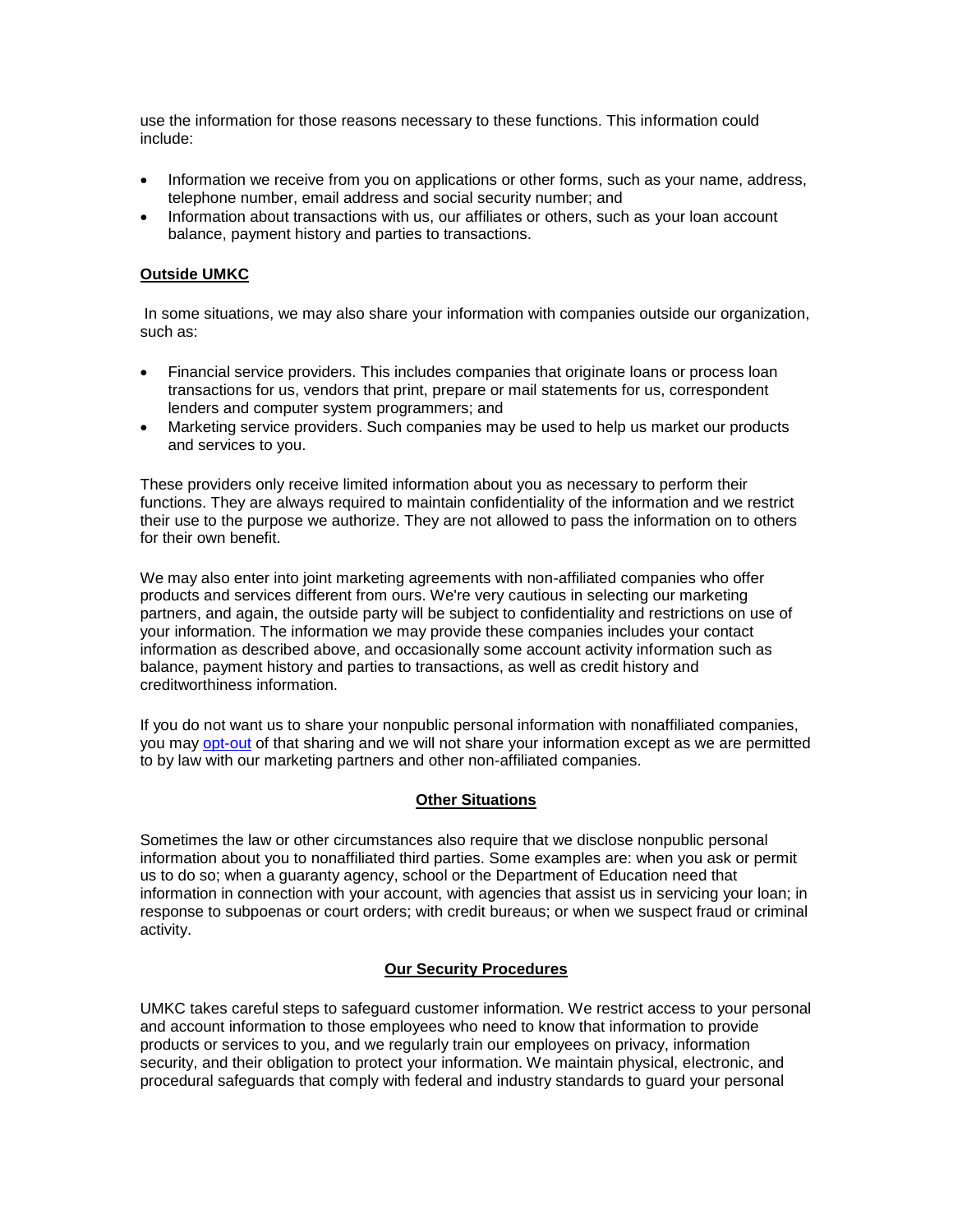use the information for those reasons necessary to these functions. This information could include:

- Information we receive from you on applications or other forms, such as your name, address, telephone number, email address and social security number; and
- Information about transactions with us, our affiliates or others, such as your loan account balance, payment history and parties to transactions.

**Outside UMKC**

In some situations, we may also share your information with companies outside our organization, such as:

- Financial service providers. This includes companies that originate loans or process loan transactions for us, vendors that print, prepare or mail statements for us, correspondent lenders and computer system programmers; and
- Marketing service providers. Such companies may be used to help us market our products and services to you.

These providers only receive limited information about you as necessary to perform their functions. They are always required to maintain confidentiality of the information and we restrict their use to the purpose we authorize. They are not allowed to pass the information on to others for their own benefit.

We may also enter into joint marketing agreements with non-affiliated companies who offer products and services different from ours. We're very cautious in selecting our marketing partners, and again, the outside party will be subject to confidentiality and restrictions on use of your information. The information we may provide these companies includes your contact information as described above, and occasionally some account activity information such as balance, payment history and parties to transactions, as well as credit history and creditworthiness information.

If you do not want us to share your nonpublic personal information with nonaffiliated companies, you may opt-out of that sharing and we will not share your information except as we are permitted to by law with our marketing partners and other non-affiliated companies.

**Other Situations**

Sometimes the law or other circumstances also require that we disclose nonpublic personal information about you to nonaffiliated third parties. Some examples are: when you ask or permit us to do so; when a guaranty agency, school or the Department of Education need that information in connection with your account, with agencies that assist us in servicing your loan; in response to subpoenas or court orders; with credit bureaus; or when we suspect fraud or criminal activity.

**Our Security Procedures**

UMKC takes careful steps to safeguard customer information. We restrict access to your personal and account information to those employees who need to know that information to provide products or services to you, and we regularly train our employees on privacy, information security, and their obligation to protect your information. We maintain physical, electronic, and procedural safeguards that comply with federal and industry standards to guard your personal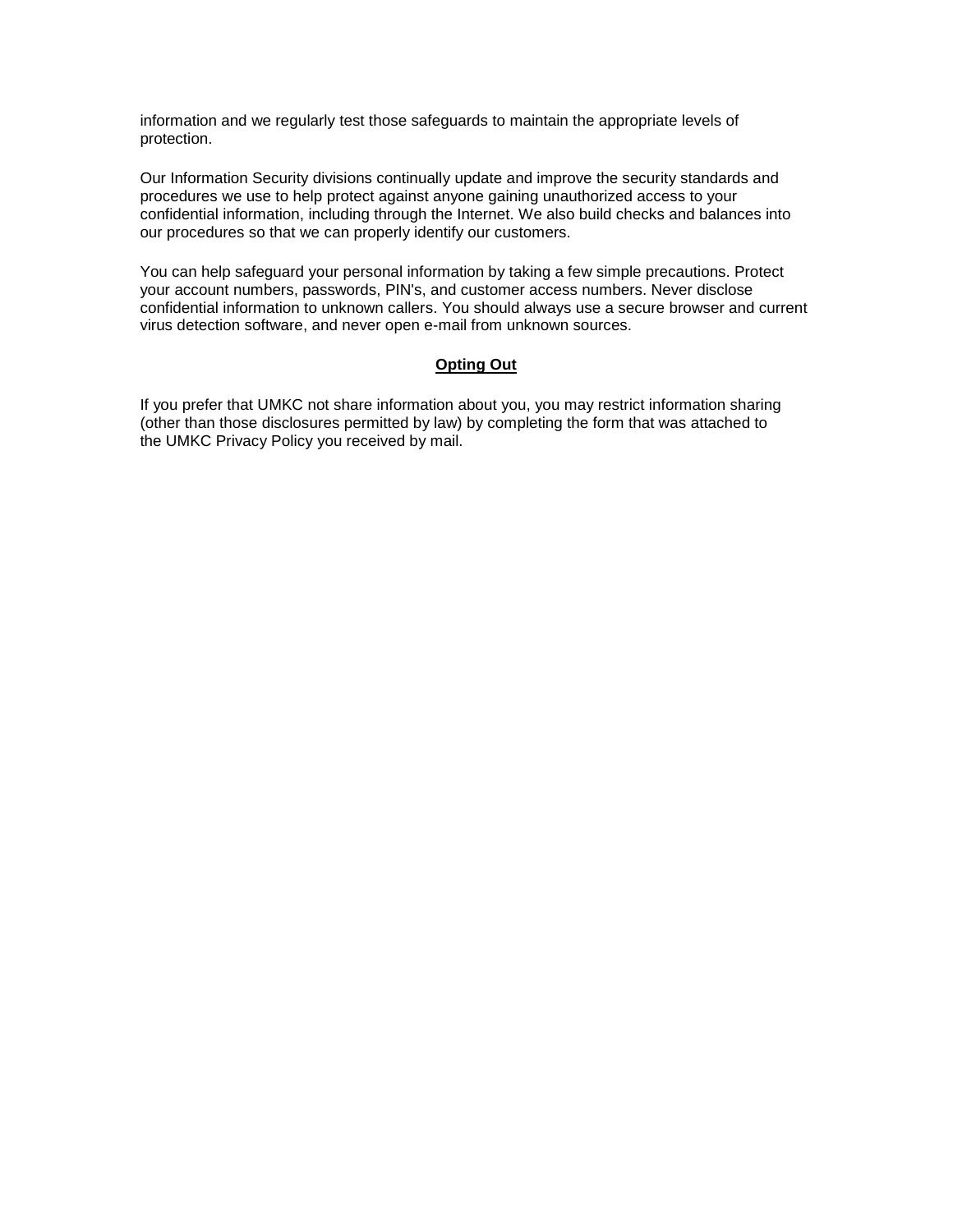information and we regularly test those safeguards to maintain the appropriate levels of protection.

Our Information Security divisions continually update and improve the security standards and procedures we use to help protect against anyone gaining unauthorized access to your confidential information, including through the Internet. We also build checks and balances into our procedures so that we can properly identify our customers.

You can help safeguard your personal information by taking a few simple precautions. Protect your account numbers, passwords, PIN's, and customer access numbers. Never disclose confidential information to unknown callers. You should always use a secure browser and current virus detection software, and never open e-mail from unknown sources.

## **Opting Out**

If you prefer that UMKC not share information about you, you may restrict information sharing (other than those disclosures permitted by law) by completing the form that was attached to the UMKC Privacy Policy you received by mail.